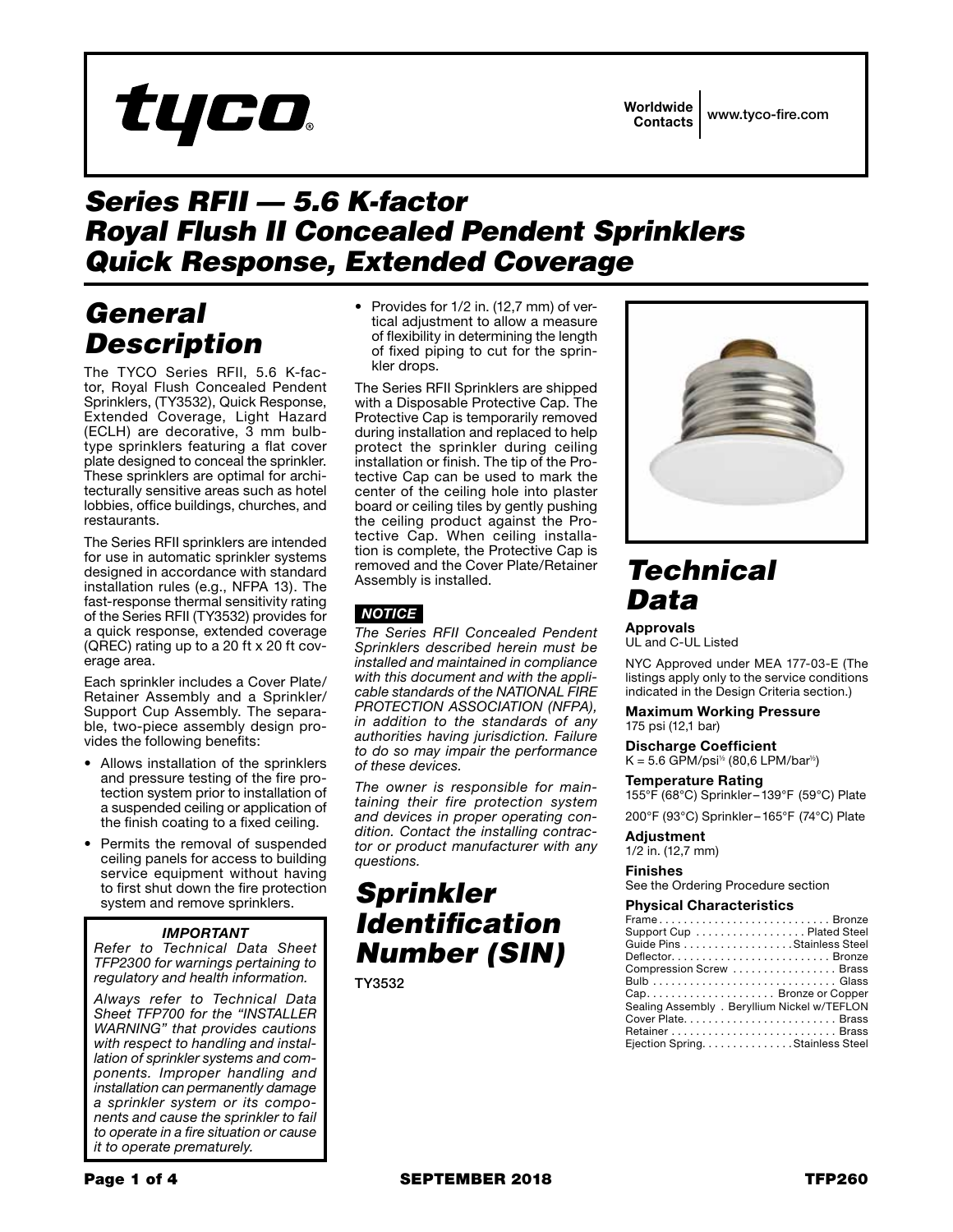tyco

Worldwide Contacts | www.tyco-fire.com

# Series RFII — 5.6 K-factor Royal Flush II Concealed Pendent Sprinklers Quick Response, Extended Coverage

## General Description

The TYCO Series RFII, 5.6 K-factor, Royal Flush Concealed Pendent Sprinklers, (TY3532), Quick Response, Extended Coverage, Light Hazard (ECLH) are decorative, 3 mm bulb-type sprinklers featuring a flat cover plate designed to conceal the sprinkler. These sprinklers are optimal for architecturally sensitive areas such as hotel lobbies, office buildings, churches, and restaurants.

The Series RFII sprinklers are intended for use in automatic sprinkler systems designed in accordance with standard installation rules (e.g., NFPA 13). The fast-response thermal sensitivity rating of the Series RFII (TY3532) provides for a quick response, extended coverage (QREC) rating up to a 20 ft x 20 ft coverage area.

Each sprinkler includes a Cover Plate/Retainer Assembly and a Sprinkler/Support Cup Assembly. The separable, two-piece assembly design provides the following benefits:

- Allows installation of the sprinklers and pressure testing of the fire protection system prior to installation of a suspended ceiling or application of the finish coating to a fixed ceiling.
- Permits the removal of suspended ceiling panels for access to building service equipment without having to first shut down the fire protection system and remove sprinklers.
- Provides for 1/2 in. (12,7 mm) of vertical adjustment to allow a measure of flexibility in determining the length of fixed piping to cut for the sprinkler drops.

The Series RFII Sprinklers are shipped with a Disposable Protective Cap. The Protective Cap is temporarily removed during installation and replaced to help protect the sprinkler during ceiling installation or finish. The tip of the Protective Cap can be used to mark the center of the ceiling hole into plaster board or ceiling tiles by gently pushing the ceiling product against the Protective Cap. When ceiling installation is complete, the Protective Cap is removed and the Cover Plate/Retainer Assembly is installed.

**IMPORTANT**

*Refer to Technical Data Sheet TFP2300 for warnings pertaining to regulatory and health information.*

*Always refer to Technical Data Sheet TFP700 for the "INSTALLER WARNING" that provides cautions with respect to handling and installation of sprinkler systems and components. Improper handling and installation can permanently damage a sprinkler system or its components and cause the sprinkler to fail to operate in a fire situation or cause it to operate prematurely.*

**NOTICE**

*The Series RFII Concealed Pendent Sprinklers described herein must be installed and maintained in compliance with this document and with the applicable standards of the NATIONAL FIRE PROTECTION ASSOCIATION (NFPA), in addition to the standards of any authorities having jurisdiction. Failure to do so may impair the performance of these devices.*

*The owner is responsible for maintaining their fire protection system and devices in proper operating condition. Contact the installing contractor or product manufacturer with any questions.*

## Sprinkler Identification Number (SIN)

TY3532

## Technical Data

**Approvals**
UL and C-UL Listed

NYC Approved under MEA 177-03-E (The listings apply only to the service conditions indicated in the Design Criteria section.)

**Maximum Working Pressure**
175 psi (12,1 bar)

**Discharge Coefficient**
K = 5.6 GPM/psi$^{1/2}$ (80,6 LPM/bar$^{1/2}$)

**Temperature Rating**
155°F (68°C) Sprinkler – 139°F (59°C) Plate

200°F (93°C) Sprinkler – 165°F (74°C) Plate

**Adjustment**
1/2 in. (12,7 mm)

**Finishes**
See the Ordering Procedure section

**Physical Characteristics**

| Component | Material |
|---|---|
| Frame | Bronze |
| Support Cup | Plated Steel |
| Guide Pins | Stainless Steel |
| Deflector | Bronze |
| Compression Screw | Brass |
| Bulb | Glass |
| Cap | Bronze or Copper |
| Sealing Assembly | Beryllium Nickel w/TEFLON |
| Cover Plate | Brass |
| Retainer | Brass |
| Ejection Spring | Stainless Steel |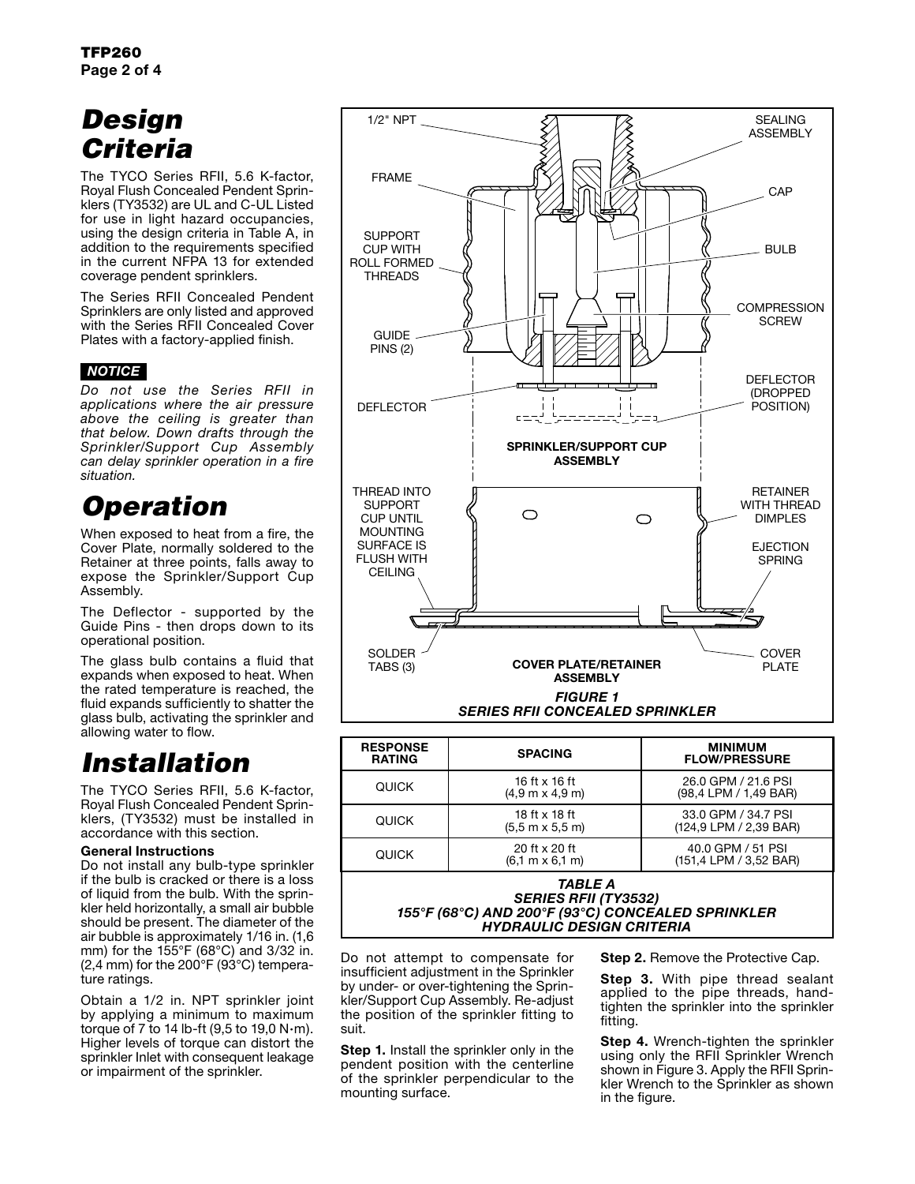# Design Criteria

The TYCO Series RFII, 5.6 K-factor, Royal Flush Concealed Pendent Sprinklers (TY3532) are UL and C-UL Listed for use in light hazard occupancies, using the design criteria in Table A, in addition to the requirements specified in the current NFPA 13 for extended coverage pendent sprinklers.

The Series RFII Concealed Pendent Sprinklers are only listed and approved with the Series RFII Concealed Cover Plates with a factory-applied finish.

**NOTICE**

*Do not use the Series RFII in applications where the air pressure above the ceiling is greater than that below. Down drafts through the Sprinkler/Support Cup Assembly can delay sprinkler operation in a fire situation.*

# Operation

When exposed to heat from a fire, the Cover Plate, normally soldered to the Retainer at three points, falls away to expose the Sprinkler/Support Cup Assembly.

The Deflector - supported by the Guide Pins - then drops down to its operational position.

The glass bulb contains a fluid that expands when exposed to heat. When the rated temperature is reached, the fluid expands sufficiently to shatter the glass bulb, activating the sprinkler and allowing water to flow.

# Installation

The TYCO Series RFII, 5.6 K-factor, Royal Flush Concealed Pendent Sprinklers, (TY3532) must be installed in accordance with this section.

**General Instructions**

Do not install any bulb-type sprinkler if the bulb is cracked or there is a loss of liquid from the bulb. With the sprinkler held horizontally, a small air bubble should be present. The diameter of the air bubble is approximately 1/16 in. (1,6 mm) for the 155°F (68°C) and 3/32 in. (2,4 mm) for the 200°F (93°C) temperature ratings.

Obtain a 1/2 in. NPT sprinkler joint by applying a minimum to maximum torque of 7 to 14 lb-ft (9,5 to 19,0 N·m). Higher levels of torque can distort the sprinkler Inlet with consequent leakage or impairment of the sprinkler.

1/2" NPT · SEALING ASSEMBLY · FRAME · CAP · SUPPORT CUP WITH ROLL FORMED THREADS · BULB · COMPRESSION SCREW · GUIDE PINS (2) · DEFLECTOR · DEFLECTOR (DROPPED POSITION) · SPRINKLER/SUPPORT CUP ASSEMBLY · THREAD INTO SUPPORT CUP UNTIL MOUNTING SURFACE IS FLUSH WITH CEILING · RETAINER WITH THREAD DIMPLES · EJECTION SPRING · SOLDER TABS (3) · COVER PLATE/RETAINER ASSEMBLY · COVER PLATE

*FIGURE 1*
*SERIES RFII CONCEALED SPRINKLER*

| RESPONSE RATING | SPACING | MINIMUM FLOW/PRESSURE |
|---|---|---|
| QUICK | 16 ft x 16 ft (4,9 m x 4,9 m) | 26.0 GPM / 21.6 PSI (98,4 LPM / 1,49 BAR) |
| QUICK | 18 ft x 18 ft (5,5 m x 5,5 m) | 33.0 GPM / 34.7 PSI (124,9 LPM / 2,39 BAR) |
| QUICK | 20 ft x 20 ft (6,1 m x 6,1 m) | 40.0 GPM / 51 PSI (151,4 LPM / 3,52 BAR) |

*TABLE A*
*SERIES RFII (TY3532)*
*155°F (68°C) AND 200°F (93°C) CONCEALED SPRINKLER*
*HYDRAULIC DESIGN CRITERIA*

Do not attempt to compensate for insufficient adjustment in the Sprinkler by under- or over-tightening the Sprinkler/Support Cup Assembly. Re-adjust the position of the sprinkler fitting to suit.

**Step 1.** Install the sprinkler only in the pendent position with the centerline of the sprinkler perpendicular to the mounting surface.

**Step 2.** Remove the Protective Cap.

**Step 3.** With pipe thread sealant applied to the pipe threads, hand-tighten the sprinkler into the sprinkler fitting.

**Step 4.** Wrench-tighten the sprinkler using only the RFII Sprinkler Wrench shown in Figure 3. Apply the RFII Sprinkler Wrench to the Sprinkler as shown in the figure.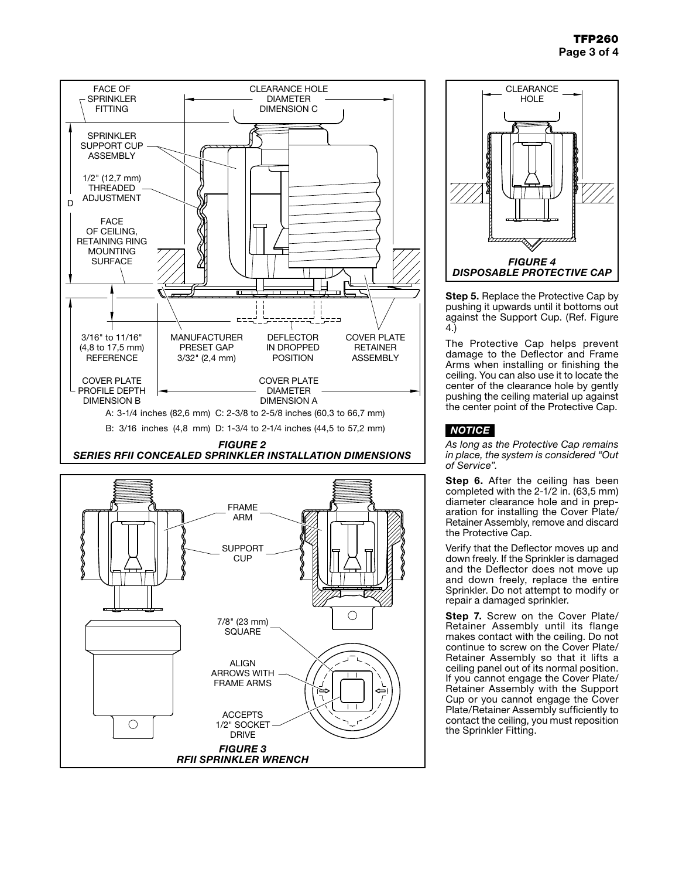FACE OF SPRINKLER FITTING

CLEARANCE HOLE DIAMETER DIMENSION C

SPRINKLER SUPPORT CUP ASSEMBLY

1/2" (12,7 mm) THREADED ADJUSTMENT

D

FACE OF CEILING, RETAINING RING MOUNTING SURFACE

3/16" to 11/16" (4,8 to 17,5 mm) REFERENCE

MANUFACTURER PRESET GAP 3/32" (2,4 mm)

DEFLECTOR IN DROPPED POSITION

COVER PLATE RETAINER ASSEMBLY

COVER PLATE PROFILE DEPTH DIMENSION B

COVER PLATE DIAMETER DIMENSION A

A: 3-1/4 inches (82,6 mm) C: 2-3/8 to 2-5/8 inches (60,3 to 66,7 mm)

B: 3/16 inches (4,8 mm) D: 1-3/4 to 2-1/4 inches (44,5 to 57,2 mm)

***FIGURE 2***
***SERIES RFII CONCEALED SPRINKLER INSTALLATION DIMENSIONS***

FRAME ARM

SUPPORT CUP

7/8" (23 mm) SQUARE

ALIGN ARROWS WITH FRAME ARMS

ACCEPTS 1/2" SOCKET DRIVE

***FIGURE 3***
***RFII SPRINKLER WRENCH***

CLEARANCE HOLE

***FIGURE 4***
***DISPOSABLE PROTECTIVE CAP***

**Step 5.** Replace the Protective Cap by pushing it upwards until it bottoms out against the Support Cup. (Ref. Figure 4.)

The Protective Cap helps prevent damage to the Deflector and Frame Arms when installing or finishing the ceiling. You can also use it to locate the center of the clearance hole by gently pushing the ceiling material up against the center point of the Protective Cap.

***NOTICE***

*As long as the Protective Cap remains in place, the system is considered "Out of Service".*

**Step 6.** After the ceiling has been completed with the 2-1/2 in. (63,5 mm) diameter clearance hole and in preparation for installing the Cover Plate/ Retainer Assembly, remove and discard the Protective Cap.

Verify that the Deflector moves up and down freely. If the Sprinkler is damaged and the Deflector does not move up and down freely, replace the entire Sprinkler. Do not attempt to modify or repair a damaged sprinkler.

**Step 7.** Screw on the Cover Plate/ Retainer Assembly until its flange makes contact with the ceiling. Do not continue to screw on the Cover Plate/ Retainer Assembly so that it lifts a ceiling panel out of its normal position. If you cannot engage the Cover Plate/ Retainer Assembly with the Support Cup or you cannot engage the Cover Plate/Retainer Assembly sufficiently to contact the ceiling, you must reposition the Sprinkler Fitting.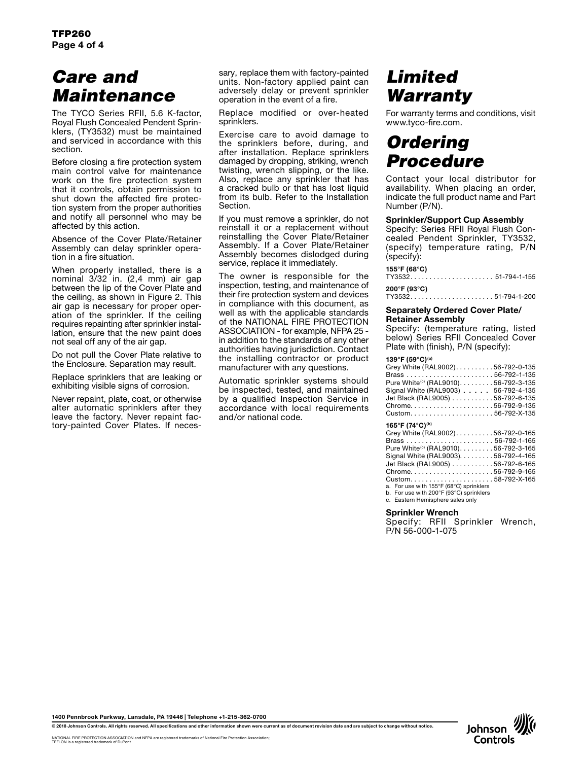# Care and Maintenance

The TYCO Series RFII, 5.6 K-factor, Royal Flush Concealed Pendent Sprinklers, (TY3532) must be maintained and serviced in accordance with this section.

Before closing a fire protection system main control valve for maintenance work on the fire protection system that it controls, obtain permission to shut down the affected fire protection system from the proper authorities and notify all personnel who may be affected by this action.

Absence of the Cover Plate/Retainer Assembly can delay sprinkler operation in a fire situation.

When properly installed, there is a nominal 3/32 in. (2,4 mm) air gap between the lip of the Cover Plate and the ceiling, as shown in Figure 2. This air gap is necessary for proper operation of the sprinkler. If the ceiling requires repainting after sprinkler installation, ensure that the new paint does not seal off any of the air gap.

Do not pull the Cover Plate relative to the Enclosure. Separation may result.

Replace sprinklers that are leaking or exhibiting visible signs of corrosion.

Never repaint, plate, coat, or otherwise alter automatic sprinklers after they leave the factory. Never repaint factory-painted Cover Plates. If necessary, replace them with factory-painted units. Non-factory applied paint can adversely delay or prevent sprinkler operation in the event of a fire.

Replace modified or over-heated sprinklers.

Exercise care to avoid damage to the sprinklers before, during, and after installation. Replace sprinklers damaged by dropping, striking, wrench twisting, wrench slipping, or the like. Also, replace any sprinkler that has a cracked bulb or that has lost liquid from its bulb. Refer to the Installation Section.

If you must remove a sprinkler, do not reinstall it or a replacement without reinstalling the Cover Plate/Retainer Assembly. If a Cover Plate/Retainer Assembly becomes dislodged during service, replace it immediately.

The owner is responsible for the inspection, testing, and maintenance of their fire protection system and devices in compliance with this document, as well as with the applicable standards of the NATIONAL FIRE PROTECTION ASSOCIATION - for example, NFPA 25 - in addition to the standards of any other authorities having jurisdiction. Contact the installing contractor or product manufacturer with any questions.

Automatic sprinkler systems should be inspected, tested, and maintained by a qualified Inspection Service in accordance with local requirements and/or national code.

# Limited Warranty

For warranty terms and conditions, visit www.tyco-fire.com.

# Ordering Procedure

Contact your local distributor for availability. When placing an order, indicate the full product name and Part Number (P/N).

**Sprinkler/Support Cup Assembly**

Specify: Series RFII Royal Flush Concealed Pendent Sprinkler, TY3532, (specify) temperature rating, P/N (specify):

**155°F (68°C)**
TY3532 . . . . . . . . . . 51-794-1-155

**200°F (93°C)**
TY3532 . . . . . . . . . . 51-794-1-200

**Separately Ordered Cover Plate/ Retainer Assembly**

Specify: (temperature rating, listed below) Series RFII Concealed Cover Plate with (finish), P/N (specify):

**139°F (59°C)[a]**
Grey White (RAL9002) . . . . . . . . . . 56-792-0-135
Brass . . . . . . . . . . 56-792-1-135
Pure White[c] (RAL9010) . . . . . . . . . . 56-792-3-135
Signal White (RAL9003) . . . . . 56-792-4-135
Jet Black (RAL9005) . . . . . . . . . . 56-792-6-135
Chrome . . . . . . . . . . 56-792-9-135
Custom . . . . . . . . . . 56-792-X-135

**165°F (74°C)[b]**
Grey White (RAL9002) . . . . . . . . . . 56-792-0-165
Brass . . . . . . . . . . 56-792-1-165
Pure White[c] (RAL9010) . . . . . . . . . . 56-792-3-165
Signal White (RAL9003) . . . . . . . . . . 56-792-4-165
Jet Black (RAL9005) . . . . . . . . . . 56-792-6-165
Chrome . . . . . . . . . . 56-792-9-165
Custom . . . . . . . . . . 58-792-X-165

a. For use with 155°F (68°C) sprinklers
b. For use with 200°F (93°C) sprinklers
c. Eastern Hemisphere sales only

**Sprinkler Wrench**

Specify: RFII Sprinkler Wrench, P/N 56-000-1-075

1400 Pennbrook Parkway, Lansdale, PA 19446 | Telephone +1-215-362-0700

© 2018 Johnson Controls. All rights reserved. All specifications and other information shown were current as of document revision date and are subject to change without notice.

NATIONAL FIRE PROTECTION ASSOCIATION and NFPA are registered trademarks of National Fire Protection Association; TEFLON is a registered trademark of DuPont